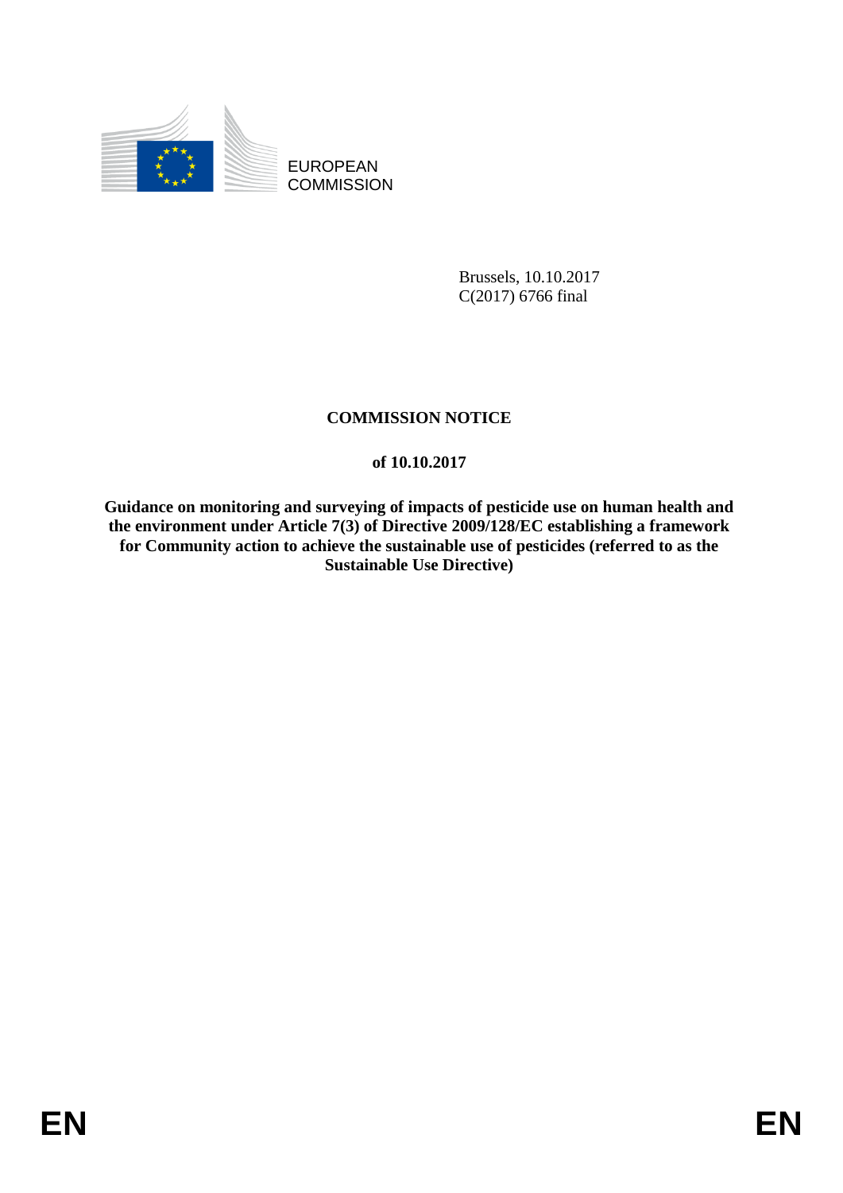EUROPEAN COMMISSION

Brussels, 10.10.2017
C(2017) 6766 final

# COMMISSION NOTICE

**of 10.10.2017**

**Guidance on monitoring and surveying of impacts of pesticide use on human health and the environment under Article 7(3) of Directive 2009/128/EC establishing a framework for Community action to achieve the sustainable use of pesticides (referred to as the Sustainable Use Directive)**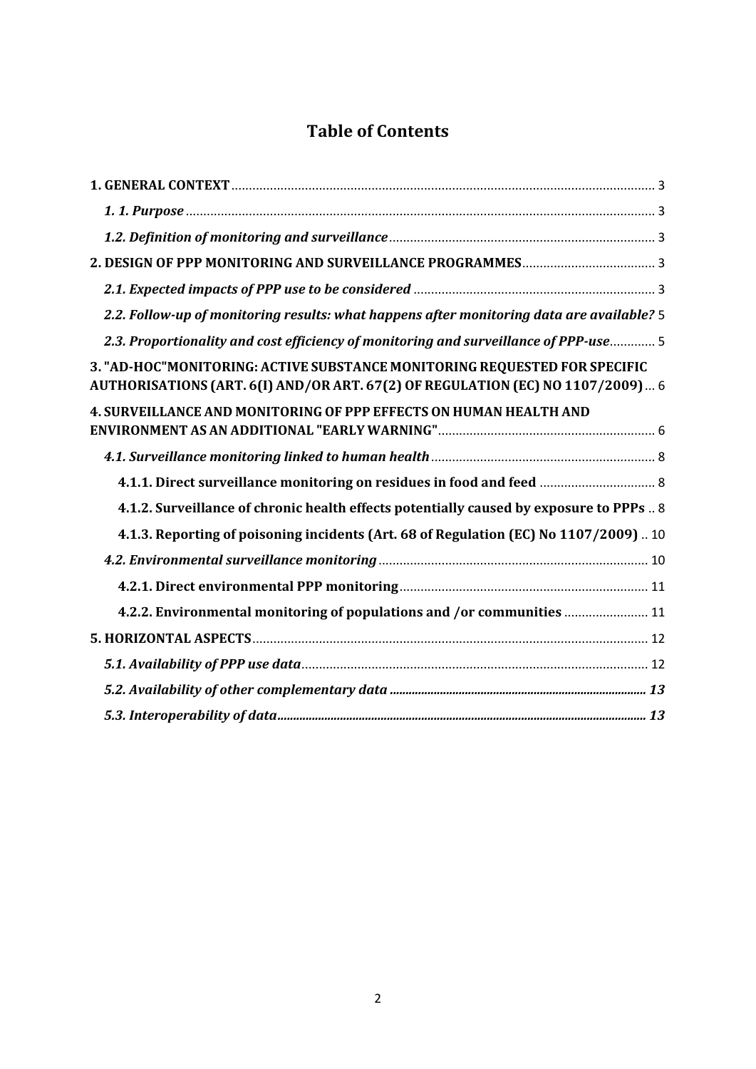# Table of Contents

**1. GENERAL CONTEXT** ........ 3

*1. 1. Purpose* ........ 3

*1.2. Definition of monitoring and surveillance* ........ 3

**2. DESIGN OF PPP MONITORING AND SURVEILLANCE PROGRAMMES** ........ 3

*2.1. Expected impacts of PPP use to be considered* ........ 3

*2.2. Follow-up of monitoring results: what happens after monitoring data are available?* 5

*2.3. Proportionality and cost efficiency of monitoring and surveillance of PPP-use* ........ 5

**3. "AD-HOC"MONITORING: ACTIVE SUBSTANCE MONITORING REQUESTED FOR SPECIFIC AUTHORISATIONS (ART. 6(I) AND/OR ART. 67(2) OF REGULATION (EC) NO 1107/2009)** ... 6

**4. SURVEILLANCE AND MONITORING OF PPP EFFECTS ON HUMAN HEALTH AND ENVIRONMENT AS AN ADDITIONAL "EARLY WARNING"** ........ 6

*4.1. Surveillance monitoring linked to human health* ........ 8

**4.1.1. Direct surveillance monitoring on residues in food and feed** ........ 8

**4.1.2. Surveillance of chronic health effects potentially caused by exposure to PPPs** .. 8

**4.1.3. Reporting of poisoning incidents (Art. 68 of Regulation (EC) No 1107/2009)** .. 10

*4.2. Environmental surveillance monitoring* ........ 10

**4.2.1. Direct environmental PPP monitoring** ........ 11

**4.2.2. Environmental monitoring of populations and /or communities** ........ 11

**5. HORIZONTAL ASPECTS** ........ 12

*5.1. Availability of PPP use data* ........ 12

*5.2. Availability of other complementary data* ........ 13

*5.3. Interoperability of data* ........ 13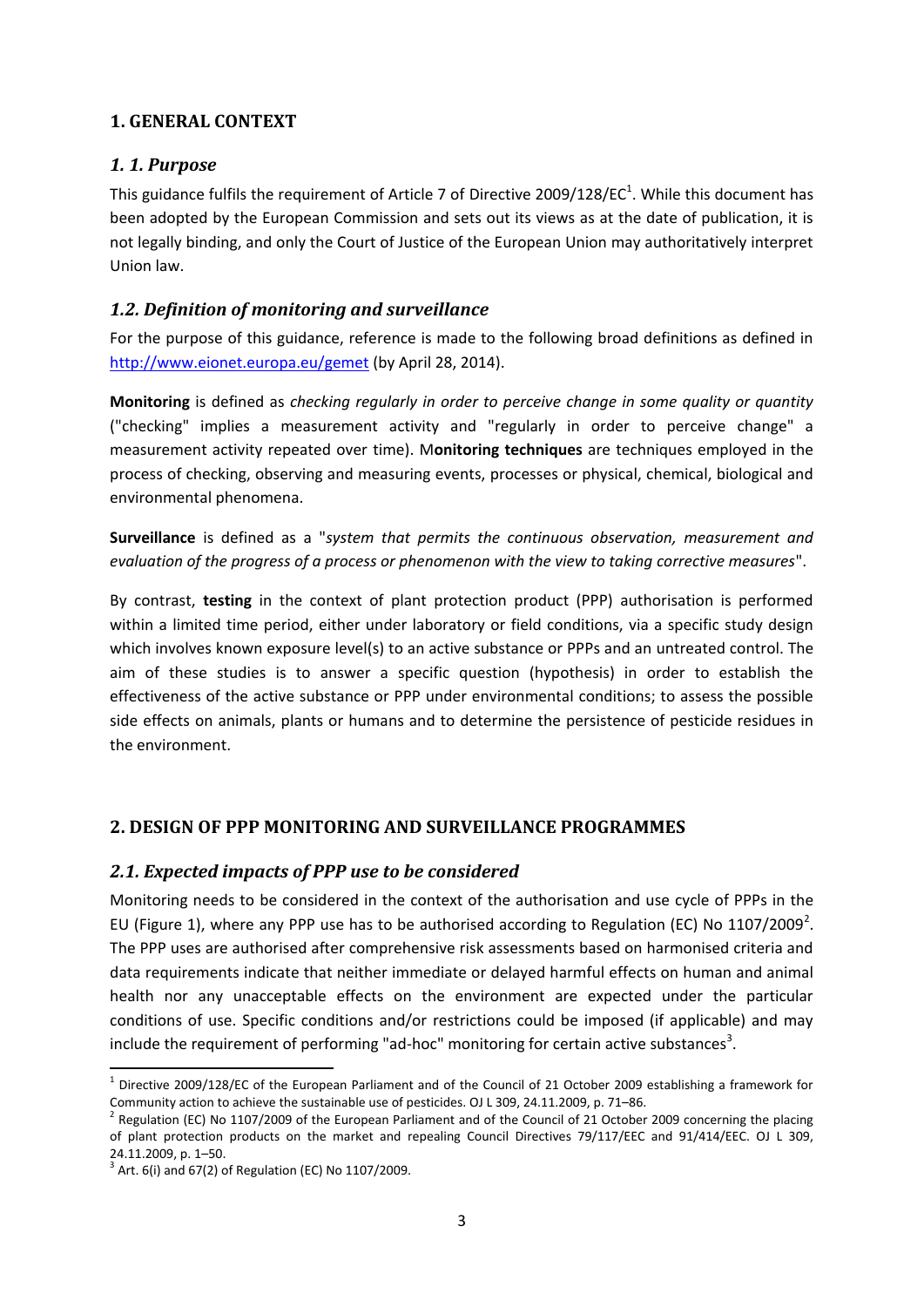## 1. GENERAL CONTEXT

### *1. 1. Purpose*

This guidance fulfils the requirement of Article 7 of Directive 2009/128/EC[1]. While this document has been adopted by the European Commission and sets out its views as at the date of publication, it is not legally binding, and only the Court of Justice of the European Union may authoritatively interpret Union law.

### *1.2. Definition of monitoring and surveillance*

For the purpose of this guidance, reference is made to the following broad definitions as defined in http://www.eionet.europa.eu/gemet (by April 28, 2014).

**Monitoring** is defined as *checking regularly in order to perceive change in some quality or quantity* ("checking" implies a measurement activity and "regularly in order to perceive change" a measurement activity repeated over time). M**onitoring techniques** are techniques employed in the process of checking, observing and measuring events, processes or physical, chemical, biological and environmental phenomena.

**Surveillance** is defined as a "*system that permits the continuous observation, measurement and evaluation of the progress of a process or phenomenon with the view to taking corrective measures*".

By contrast, **testing** in the context of plant protection product (PPP) authorisation is performed within a limited time period, either under laboratory or field conditions, via a specific study design which involves known exposure level(s) to an active substance or PPPs and an untreated control. The aim of these studies is to answer a specific question (hypothesis) in order to establish the effectiveness of the active substance or PPP under environmental conditions; to assess the possible side effects on animals, plants or humans and to determine the persistence of pesticide residues in the environment.

## 2. DESIGN OF PPP MONITORING AND SURVEILLANCE PROGRAMMES

### *2.1. Expected impacts of PPP use to be considered*

Monitoring needs to be considered in the context of the authorisation and use cycle of PPPs in the EU (Figure 1), where any PPP use has to be authorised according to Regulation (EC) No 1107/2009[2]. The PPP uses are authorised after comprehensive risk assessments based on harmonised criteria and data requirements indicate that neither immediate or delayed harmful effects on human and animal health nor any unacceptable effects on the environment are expected under the particular conditions of use. Specific conditions and/or restrictions could be imposed (if applicable) and may include the requirement of performing "ad-hoc" monitoring for certain active substances[3].

---

[1] Directive 2009/128/EC of the European Parliament and of the Council of 21 October 2009 establishing a framework for Community action to achieve the sustainable use of pesticides. OJ L 309, 24.11.2009, p. 71–86.

[2] Regulation (EC) No 1107/2009 of the European Parliament and of the Council of 21 October 2009 concerning the placing of plant protection products on the market and repealing Council Directives 79/117/EEC and 91/414/EEC. OJ L 309, 24.11.2009, p. 1–50.

[3] Art. 6(i) and 67(2) of Regulation (EC) No 1107/2009.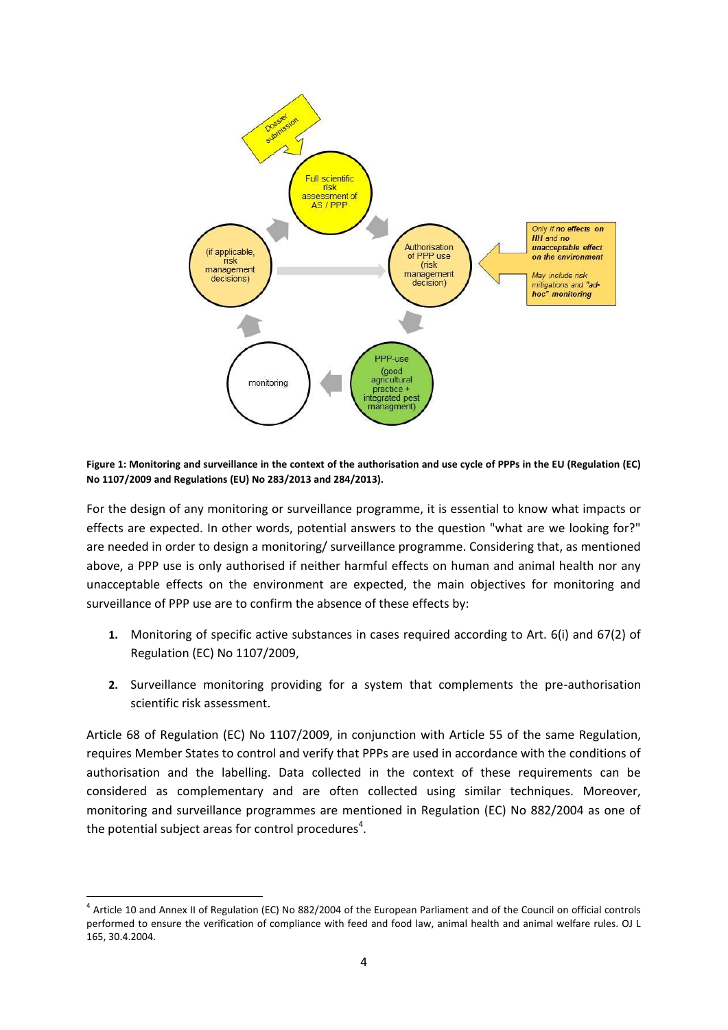**Figure 1: Monitoring and surveillance in the context of the authorisation and use cycle of PPPs in the EU (Regulation (EC) No 1107/2009 and Regulations (EU) No 283/2013 and 284/2013).**

For the design of any monitoring or surveillance programme, it is essential to know what impacts or effects are expected. In other words, potential answers to the question "what are we looking for?" are needed in order to design a monitoring/ surveillance programme. Considering that, as mentioned above, a PPP use is only authorised if neither harmful effects on human and animal health nor any unacceptable effects on the environment are expected, the main objectives for monitoring and surveillance of PPP use are to confirm the absence of these effects by:

1. Monitoring of specific active substances in cases required according to Art. 6(i) and 67(2) of Regulation (EC) No 1107/2009,
2. Surveillance monitoring providing for a system that complements the pre-authorisation scientific risk assessment.

Article 68 of Regulation (EC) No 1107/2009, in conjunction with Article 55 of the same Regulation, requires Member States to control and verify that PPPs are used in accordance with the conditions of authorisation and the labelling. Data collected in the context of these requirements can be considered as complementary and are often collected using similar techniques. Moreover, monitoring and surveillance programmes are mentioned in Regulation (EC) No 882/2004 as one of the potential subject areas for control procedures[4].

[4] Article 10 and Annex II of Regulation (EC) No 882/2004 of the European Parliament and of the Council on official controls performed to ensure the verification of compliance with feed and food law, animal health and animal welfare rules. OJ L 165, 30.4.2004.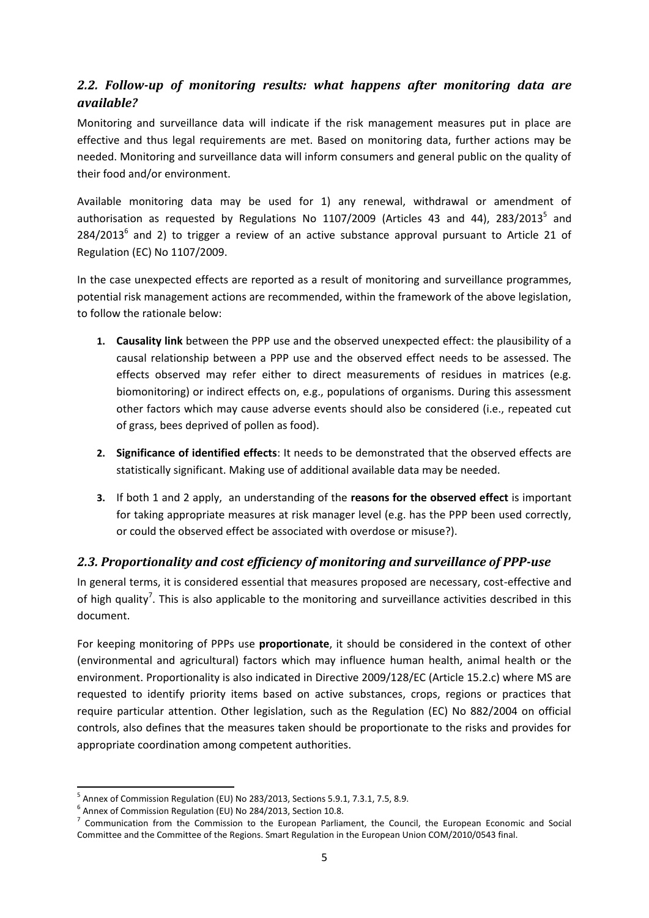## *2.2. Follow-up of monitoring results: what happens after monitoring data are available?*

Monitoring and surveillance data will indicate if the risk management measures put in place are effective and thus legal requirements are met. Based on monitoring data, further actions may be needed. Monitoring and surveillance data will inform consumers and general public on the quality of their food and/or environment.

Available monitoring data may be used for 1) any renewal, withdrawal or amendment of authorisation as requested by Regulations No 1107/2009 (Articles 43 and 44), 283/2013[5] and 284/2013[6] and 2) to trigger a review of an active substance approval pursuant to Article 21 of Regulation (EC) No 1107/2009.

In the case unexpected effects are reported as a result of monitoring and surveillance programmes, potential risk management actions are recommended, within the framework of the above legislation, to follow the rationale below:

1. **Causality link** between the PPP use and the observed unexpected effect: the plausibility of a causal relationship between a PPP use and the observed effect needs to be assessed. The effects observed may refer either to direct measurements of residues in matrices (e.g. biomonitoring) or indirect effects on, e.g., populations of organisms. During this assessment other factors which may cause adverse events should also be considered (i.e., repeated cut of grass, bees deprived of pollen as food).

2. **Significance of identified effects**: It needs to be demonstrated that the observed effects are statistically significant. Making use of additional available data may be needed.

3. If both 1 and 2 apply, an understanding of the **reasons for the observed effect** is important for taking appropriate measures at risk manager level (e.g. has the PPP been used correctly, or could the observed effect be associated with overdose or misuse?).

## *2.3. Proportionality and cost efficiency of monitoring and surveillance of PPP-use*

In general terms, it is considered essential that measures proposed are necessary, cost-effective and of high quality[7]. This is also applicable to the monitoring and surveillance activities described in this document.

For keeping monitoring of PPPs use **proportionate**, it should be considered in the context of other (environmental and agricultural) factors which may influence human health, animal health or the environment. Proportionality is also indicated in Directive 2009/128/EC (Article 15.2.c) where MS are requested to identify priority items based on active substances, crops, regions or practices that require particular attention. Other legislation, such as the Regulation (EC) No 882/2004 on official controls, also defines that the measures taken should be proportionate to the risks and provides for appropriate coordination among competent authorities.

---

[5] Annex of Commission Regulation (EU) No 283/2013, Sections 5.9.1, 7.3.1, 7.5, 8.9.

[6] Annex of Commission Regulation (EU) No 284/2013, Section 10.8.

[7] Communication from the Commission to the European Parliament, the Council, the European Economic and Social Committee and the Committee of the Regions. Smart Regulation in the European Union COM/2010/0543 final.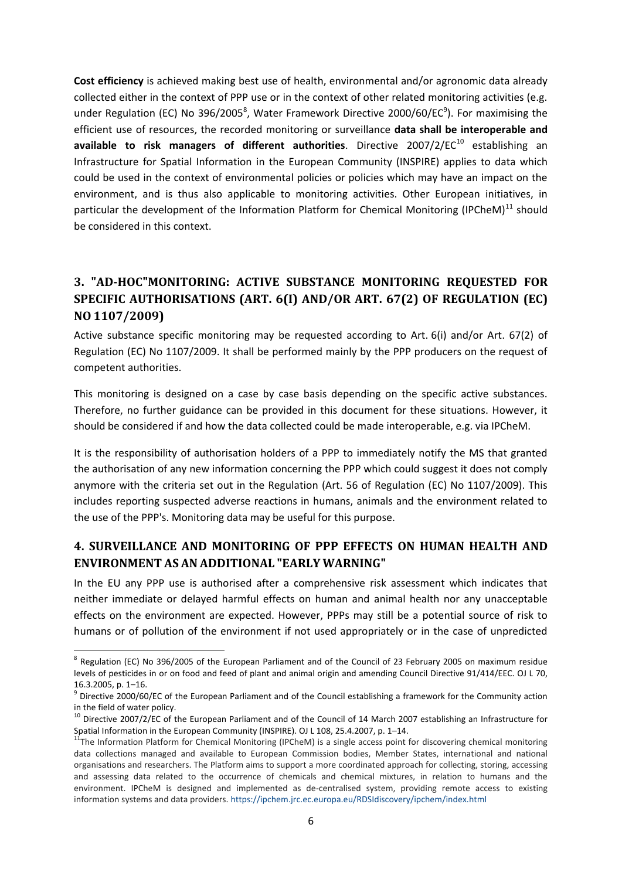**Cost efficiency** is achieved making best use of health, environmental and/or agronomic data already collected either in the context of PPP use or in the context of other related monitoring activities (e.g. under Regulation (EC) No 396/2005[8], Water Framework Directive 2000/60/EC[9]). For maximising the efficient use of resources, the recorded monitoring or surveillance **data shall be interoperable and available to risk managers of different authorities**. Directive 2007/2/EC[10] establishing an Infrastructure for Spatial Information in the European Community (INSPIRE) applies to data which could be used in the context of environmental policies or policies which may have an impact on the environment, and is thus also applicable to monitoring activities. Other European initiatives, in particular the development of the Information Platform for Chemical Monitoring (IPCheM)[11] should be considered in this context.

## 3. "AD-HOC"MONITORING: ACTIVE SUBSTANCE MONITORING REQUESTED FOR SPECIFIC AUTHORISATIONS (ART. 6(I) AND/OR ART. 67(2) OF REGULATION (EC) NO 1107/2009)

Active substance specific monitoring may be requested according to Art. 6(i) and/or Art. 67(2) of Regulation (EC) No 1107/2009. It shall be performed mainly by the PPP producers on the request of competent authorities.

This monitoring is designed on a case by case basis depending on the specific active substances. Therefore, no further guidance can be provided in this document for these situations. However, it should be considered if and how the data collected could be made interoperable, e.g. via IPCheM.

It is the responsibility of authorisation holders of a PPP to immediately notify the MS that granted the authorisation of any new information concerning the PPP which could suggest it does not comply anymore with the criteria set out in the Regulation (Art. 56 of Regulation (EC) No 1107/2009). This includes reporting suspected adverse reactions in humans, animals and the environment related to the use of the PPP's. Monitoring data may be useful for this purpose.

## 4. SURVEILLANCE AND MONITORING OF PPP EFFECTS ON HUMAN HEALTH AND ENVIRONMENT AS AN ADDITIONAL "EARLY WARNING"

In the EU any PPP use is authorised after a comprehensive risk assessment which indicates that neither immediate or delayed harmful effects on human and animal health nor any unacceptable effects on the environment are expected. However, PPPs may still be a potential source of risk to humans or of pollution of the environment if not used appropriately or in the case of unpredicted

---

[8] Regulation (EC) No 396/2005 of the European Parliament and of the Council of 23 February 2005 on maximum residue levels of pesticides in or on food and feed of plant and animal origin and amending Council Directive 91/414/EEC. OJ L 70, 16.3.2005, p. 1–16.

[9] Directive 2000/60/EC of the European Parliament and of the Council establishing a framework for the Community action in the field of water policy.

[10] Directive 2007/2/EC of the European Parliament and of the Council of 14 March 2007 establishing an Infrastructure for Spatial Information in the European Community (INSPIRE). OJ L 108, 25.4.2007, p. 1–14.

[11] The Information Platform for Chemical Monitoring (IPCheM) is a single access point for discovering chemical monitoring data collections managed and available to European Commission bodies, Member States, international and national organisations and researchers. The Platform aims to support a more coordinated approach for collecting, storing, accessing and assessing data related to the occurrence of chemicals and chemical mixtures, in relation to humans and the environment. IPCheM is designed and implemented as de-centralised system, providing remote access to existing information systems and data providers. https://ipchem.jrc.ec.europa.eu/RDSIdiscovery/ipchem/index.html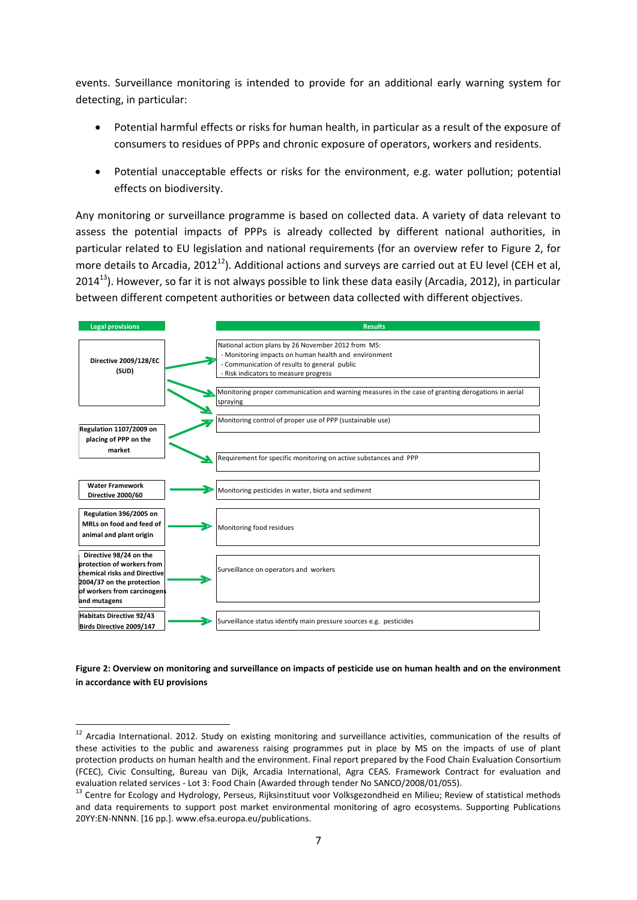events. Surveillance monitoring is intended to provide for an additional early warning system for detecting, in particular:

- Potential harmful effects or risks for human health, in particular as a result of the exposure of consumers to residues of PPPs and chronic exposure of operators, workers and residents.
- Potential unacceptable effects or risks for the environment, e.g. water pollution; potential effects on biodiversity.

Any monitoring or surveillance programme is based on collected data. A variety of data relevant to assess the potential impacts of PPPs is already collected by different national authorities, in particular related to EU legislation and national requirements (for an overview refer to Figure 2, for more details to Arcadia, 2012[12]). Additional actions and surveys are carried out at EU level (CEH et al, 2014[13]). However, so far it is not always possible to link these data easily (Arcadia, 2012), in particular between different competent authorities or between data collected with different objectives.

| Legal provisions | Results |
|---|---|
| Directive 2009/128/EC (SUD) | National action plans by 26 November 2012 from MS:<br>- Monitoring impacts on human health and environment<br>- Communication of results to general public<br>- Risk indicators to measure progress |
| Directive 2009/128/EC (SUD) | Monitoring proper communication and warning measures in the case of granting derogations in aerial spraying |
| Directive 2009/128/EC (SUD); Regulation 1107/2009 on placing of PPP on the market | Monitoring control of proper use of PPP (sustainable use) |
| Regulation 1107/2009 on placing of PPP on the market | Requirement for specific monitoring on active substances and PPP |
| Water Framework Directive 2000/60 | Monitoring pesticides in water, biota and sediment |
| Regulation 396/2005 on MRLs on food and feed of animal and plant origin | Monitoring food residues |
| Directive 98/24 on the protection of workers from chemical risks and Directive 2004/37 on the protection of workers from carcinogens and mutagens | Surveillance on operators and workers |
| Habitats Directive 92/43 Birds Directive 2009/147 | Surveillance status identify main pressure sources e.g. pesticides |

**Figure 2: Overview on monitoring and surveillance on impacts of pesticide use on human health and on the environment in accordance with EU provisions**

---

[12] Arcadia International. 2012. Study on existing monitoring and surveillance activities, communication of the results of these activities to the public and awareness raising programmes put in place by MS on the impacts of use of plant protection products on human health and the environment. Final report prepared by the Food Chain Evaluation Consortium (FCEC), Civic Consulting, Bureau van Dijk, Arcadia International, Agra CEAS. Framework Contract for evaluation and evaluation related services - Lot 3: Food Chain (Awarded through tender No SANCO/2008/01/055).

[13] Centre for Ecology and Hydrology, Perseus, Rijksinstituut voor Volksgezondheid en Milieu; Review of statistical methods and data requirements to support post market environmental monitoring of agro ecosystems. Supporting Publications 20YY:EN-NNNN. [16 pp.]. www.efsa.europa.eu/publications.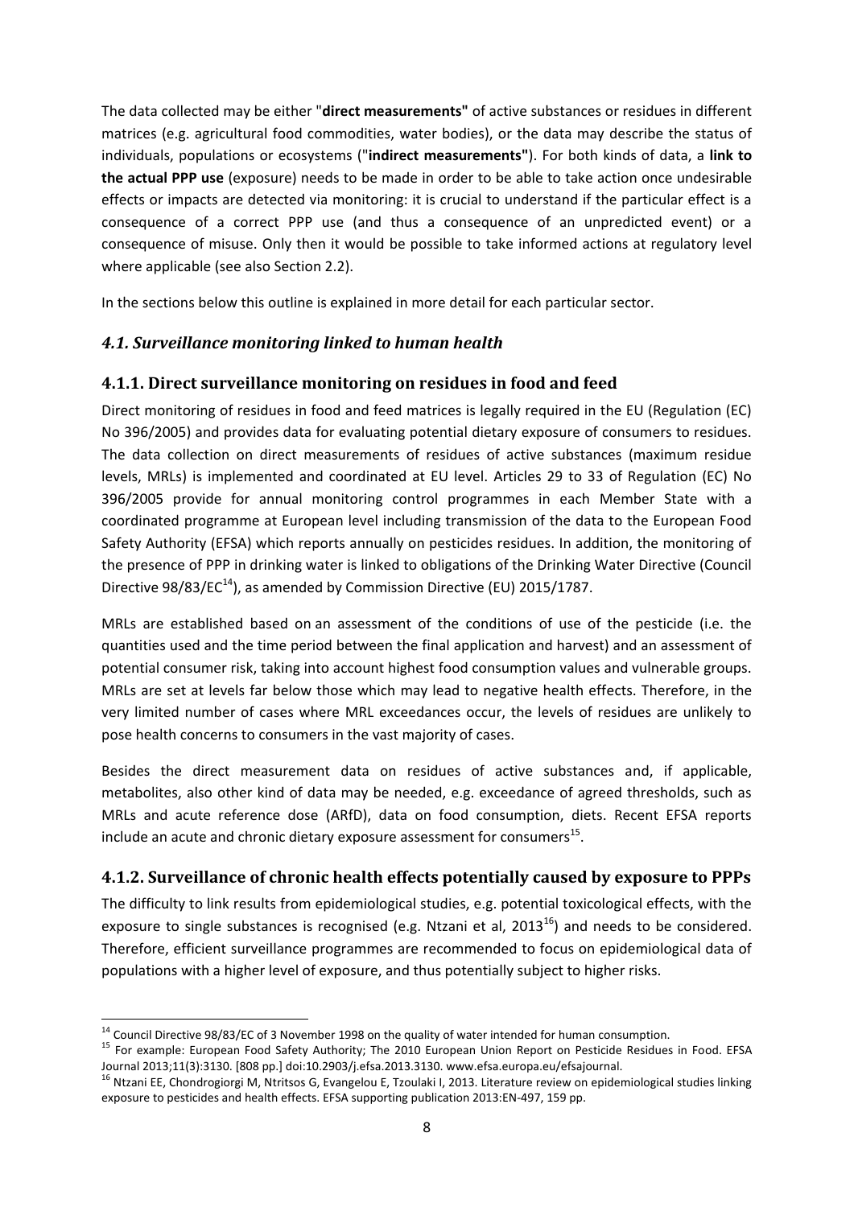The data collected may be either "**direct measurements"** of active substances or residues in different matrices (e.g. agricultural food commodities, water bodies), or the data may describe the status of individuals, populations or ecosystems ("**indirect measurements"**). For both kinds of data, a **link to the actual PPP use** (exposure) needs to be made in order to be able to take action once undesirable effects or impacts are detected via monitoring: it is crucial to understand if the particular effect is a consequence of a correct PPP use (and thus a consequence of an unpredicted event) or a consequence of misuse. Only then it would be possible to take informed actions at regulatory level where applicable (see also Section 2.2).

In the sections below this outline is explained in more detail for each particular sector.

## *4.1. Surveillance monitoring linked to human health*

### 4.1.1. Direct surveillance monitoring on residues in food and feed

Direct monitoring of residues in food and feed matrices is legally required in the EU (Regulation (EC) No 396/2005) and provides data for evaluating potential dietary exposure of consumers to residues. The data collection on direct measurements of residues of active substances (maximum residue levels, MRLs) is implemented and coordinated at EU level. Articles 29 to 33 of Regulation (EC) No 396/2005 provide for annual monitoring control programmes in each Member State with a coordinated programme at European level including transmission of the data to the European Food Safety Authority (EFSA) which reports annually on pesticides residues. In addition, the monitoring of the presence of PPP in drinking water is linked to obligations of the Drinking Water Directive (Council Directive 98/83/EC[14]), as amended by Commission Directive (EU) 2015/1787.

MRLs are established based on an assessment of the conditions of use of the pesticide (i.e. the quantities used and the time period between the final application and harvest) and an assessment of potential consumer risk, taking into account highest food consumption values and vulnerable groups. MRLs are set at levels far below those which may lead to negative health effects. Therefore, in the very limited number of cases where MRL exceedances occur, the levels of residues are unlikely to pose health concerns to consumers in the vast majority of cases.

Besides the direct measurement data on residues of active substances and, if applicable, metabolites, also other kind of data may be needed, e.g. exceedance of agreed thresholds, such as MRLs and acute reference dose (ARfD), data on food consumption, diets. Recent EFSA reports include an acute and chronic dietary exposure assessment for consumers[15].

### 4.1.2. Surveillance of chronic health effects potentially caused by exposure to PPPs

The difficulty to link results from epidemiological studies, e.g. potential toxicological effects, with the exposure to single substances is recognised (e.g. Ntzani et al, 2013[16]) and needs to be considered. Therefore, efficient surveillance programmes are recommended to focus on epidemiological data of populations with a higher level of exposure, and thus potentially subject to higher risks.

---

[14] Council Directive 98/83/EC of 3 November 1998 on the quality of water intended for human consumption.

[15] For example: European Food Safety Authority; The 2010 European Union Report on Pesticide Residues in Food. EFSA Journal 2013;11(3):3130. [808 pp.] doi:10.2903/j.efsa.2013.3130. www.efsa.europa.eu/efsajournal.

[16] Ntzani EE, Chondrogiorgi M, Ntritsos G, Evangelou E, Tzoulaki I, 2013. Literature review on epidemiological studies linking exposure to pesticides and health effects. EFSA supporting publication 2013:EN-497, 159 pp.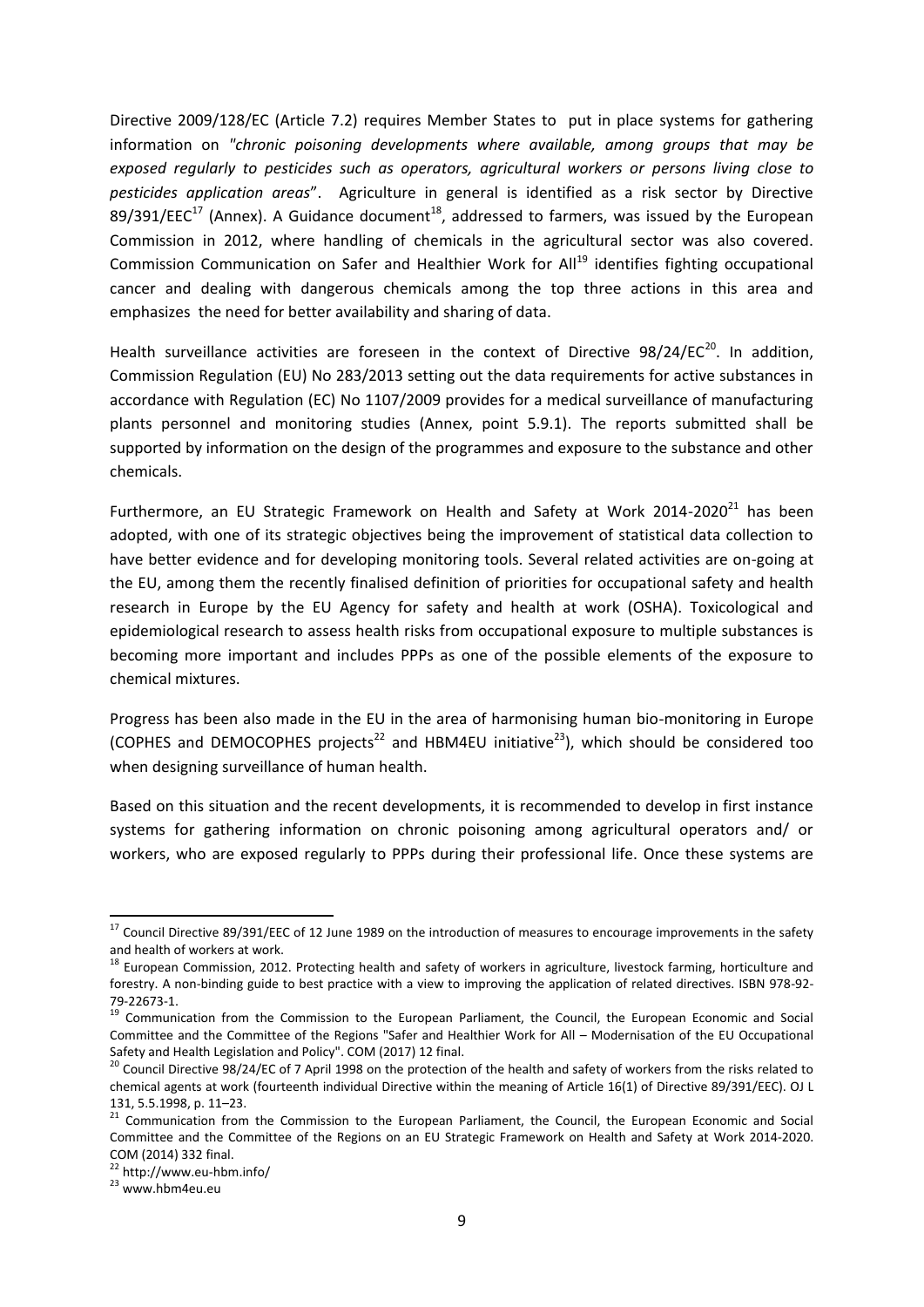Directive 2009/128/EC (Article 7.2) requires Member States to put in place systems for gathering information on *"chronic poisoning developments where available, among groups that may be exposed regularly to pesticides such as operators, agricultural workers or persons living close to pesticides application areas*". Agriculture in general is identified as a risk sector by Directive 89/391/EEC[17] (Annex). A Guidance document[18], addressed to farmers, was issued by the European Commission in 2012, where handling of chemicals in the agricultural sector was also covered. Commission Communication on Safer and Healthier Work for All[19] identifies fighting occupational cancer and dealing with dangerous chemicals among the top three actions in this area and emphasizes the need for better availability and sharing of data.

Health surveillance activities are foreseen in the context of Directive 98/24/EC[20]. In addition, Commission Regulation (EU) No 283/2013 setting out the data requirements for active substances in accordance with Regulation (EC) No 1107/2009 provides for a medical surveillance of manufacturing plants personnel and monitoring studies (Annex, point 5.9.1). The reports submitted shall be supported by information on the design of the programmes and exposure to the substance and other chemicals.

Furthermore, an EU Strategic Framework on Health and Safety at Work 2014-2020[21] has been adopted, with one of its strategic objectives being the improvement of statistical data collection to have better evidence and for developing monitoring tools. Several related activities are on-going at the EU, among them the recently finalised definition of priorities for occupational safety and health research in Europe by the EU Agency for safety and health at work (OSHA). Toxicological and epidemiological research to assess health risks from occupational exposure to multiple substances is becoming more important and includes PPPs as one of the possible elements of the exposure to chemical mixtures.

Progress has been also made in the EU in the area of harmonising human bio-monitoring in Europe (COPHES and DEMOCOPHES projects[22] and HBM4EU initiative[23]), which should be considered too when designing surveillance of human health.

Based on this situation and the recent developments, it is recommended to develop in first instance systems for gathering information on chronic poisoning among agricultural operators and/ or workers, who are exposed regularly to PPPs during their professional life. Once these systems are

---

[17] Council Directive 89/391/EEC of 12 June 1989 on the introduction of measures to encourage improvements in the safety and health of workers at work.

[18] European Commission, 2012. Protecting health and safety of workers in agriculture, livestock farming, horticulture and forestry. A non-binding guide to best practice with a view to improving the application of related directives. ISBN 978-92-79-22673-1.

[19] Communication from the Commission to the European Parliament, the Council, the European Economic and Social Committee and the Committee of the Regions "Safer and Healthier Work for All – Modernisation of the EU Occupational Safety and Health Legislation and Policy". COM (2017) 12 final.

[20] Council Directive 98/24/EC of 7 April 1998 on the protection of the health and safety of workers from the risks related to chemical agents at work (fourteenth individual Directive within the meaning of Article 16(1) of Directive 89/391/EEC). OJ L 131, 5.5.1998, p. 11–23.

[21] Communication from the Commission to the European Parliament, the Council, the European Economic and Social Committee and the Committee of the Regions on an EU Strategic Framework on Health and Safety at Work 2014-2020. COM (2014) 332 final.

[22] http://www.eu-hbm.info/

[23] www.hbm4eu.eu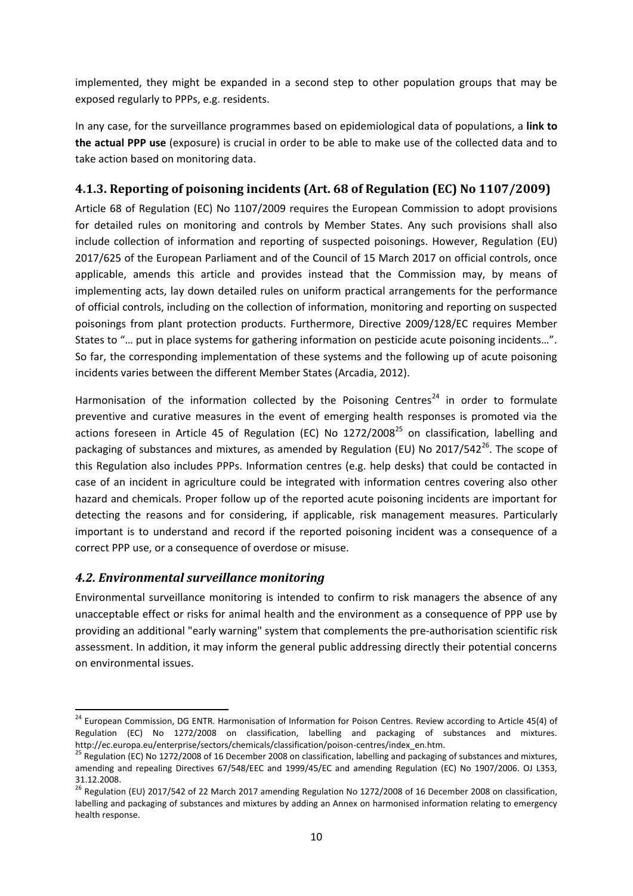implemented, they might be expanded in a second step to other population groups that may be exposed regularly to PPPs, e.g. residents.

In any case, for the surveillance programmes based on epidemiological data of populations, a **link to the actual PPP use** (exposure) is crucial in order to be able to make use of the collected data and to take action based on monitoring data.

### 4.1.3. Reporting of poisoning incidents (Art. 68 of Regulation (EC) No 1107/2009)

Article 68 of Regulation (EC) No 1107/2009 requires the European Commission to adopt provisions for detailed rules on monitoring and controls by Member States. Any such provisions shall also include collection of information and reporting of suspected poisonings. However, Regulation (EU) 2017/625 of the European Parliament and of the Council of 15 March 2017 on official controls, once applicable, amends this article and provides instead that the Commission may, by means of implementing acts, lay down detailed rules on uniform practical arrangements for the performance of official controls, including on the collection of information, monitoring and reporting on suspected poisonings from plant protection products. Furthermore, Directive 2009/128/EC requires Member States to "… put in place systems for gathering information on pesticide acute poisoning incidents…". So far, the corresponding implementation of these systems and the following up of acute poisoning incidents varies between the different Member States (Arcadia, 2012).

Harmonisation of the information collected by the Poisoning Centres[24] in order to formulate preventive and curative measures in the event of emerging health responses is promoted via the actions foreseen in Article 45 of Regulation (EC) No 1272/2008[25] on classification, labelling and packaging of substances and mixtures, as amended by Regulation (EU) No 2017/542[26]. The scope of this Regulation also includes PPPs. Information centres (e.g. help desks) that could be contacted in case of an incident in agriculture could be integrated with information centres covering also other hazard and chemicals. Proper follow up of the reported acute poisoning incidents are important for detecting the reasons and for considering, if applicable, risk management measures. Particularly important is to understand and record if the reported poisoning incident was a consequence of a correct PPP use, or a consequence of overdose or misuse.

## *4.2. Environmental surveillance monitoring*

Environmental surveillance monitoring is intended to confirm to risk managers the absence of any unacceptable effect or risks for animal health and the environment as a consequence of PPP use by providing an additional "early warning" system that complements the pre-authorisation scientific risk assessment. In addition, it may inform the general public addressing directly their potential concerns on environmental issues.

---

[24] European Commission, DG ENTR. Harmonisation of Information for Poison Centres. Review according to Article 45(4) of Regulation (EC) No 1272/2008 on classification, labelling and packaging of substances and mixtures. http://ec.europa.eu/enterprise/sectors/chemicals/classification/poison-centres/index_en.htm.

[25] Regulation (EC) No 1272/2008 of 16 December 2008 on classification, labelling and packaging of substances and mixtures, amending and repealing Directives 67/548/EEC and 1999/45/EC and amending Regulation (EC) No 1907/2006. OJ L353, 31.12.2008.

[26] Regulation (EU) 2017/542 of 22 March 2017 amending Regulation No 1272/2008 of 16 December 2008 on classification, labelling and packaging of substances and mixtures by adding an Annex on harmonised information relating to emergency health response.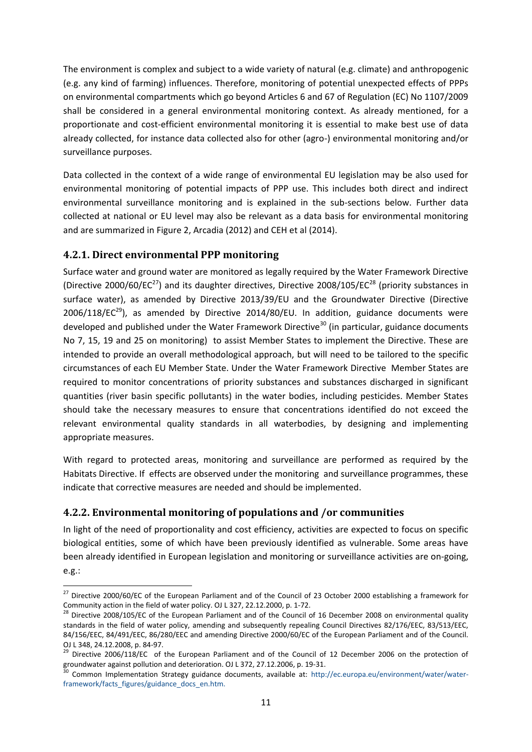The environment is complex and subject to a wide variety of natural (e.g. climate) and anthropogenic (e.g. any kind of farming) influences. Therefore, monitoring of potential unexpected effects of PPPs on environmental compartments which go beyond Articles 6 and 67 of Regulation (EC) No 1107/2009 shall be considered in a general environmental monitoring context. As already mentioned, for a proportionate and cost-efficient environmental monitoring it is essential to make best use of data already collected, for instance data collected also for other (agro-) environmental monitoring and/or surveillance purposes.

Data collected in the context of a wide range of environmental EU legislation may be also used for environmental monitoring of potential impacts of PPP use. This includes both direct and indirect environmental surveillance monitoring and is explained in the sub-sections below. Further data collected at national or EU level may also be relevant as a data basis for environmental monitoring and are summarized in Figure 2, Arcadia (2012) and CEH et al (2014).

### 4.2.1. Direct environmental PPP monitoring

Surface water and ground water are monitored as legally required by the Water Framework Directive (Directive 2000/60/EC[27]) and its daughter directives, Directive 2008/105/EC[28] (priority substances in surface water), as amended by Directive 2013/39/EU and the Groundwater Directive (Directive 2006/118/EC[29]), as amended by Directive 2014/80/EU. In addition, guidance documents were developed and published under the Water Framework Directive[30] (in particular, guidance documents No 7, 15, 19 and 25 on monitoring) to assist Member States to implement the Directive. These are intended to provide an overall methodological approach, but will need to be tailored to the specific circumstances of each EU Member State. Under the Water Framework Directive Member States are required to monitor concentrations of priority substances and substances discharged in significant quantities (river basin specific pollutants) in the water bodies, including pesticides. Member States should take the necessary measures to ensure that concentrations identified do not exceed the relevant environmental quality standards in all waterbodies, by designing and implementing appropriate measures.

With regard to protected areas, monitoring and surveillance are performed as required by the Habitats Directive. If effects are observed under the monitoring and surveillance programmes, these indicate that corrective measures are needed and should be implemented.

### 4.2.2. Environmental monitoring of populations and /or communities

In light of the need of proportionality and cost efficiency, activities are expected to focus on specific biological entities, some of which have been previously identified as vulnerable. Some areas have been already identified in European legislation and monitoring or surveillance activities are on-going, e.g.:

---

[27] Directive 2000/60/EC of the European Parliament and of the Council of 23 October 2000 establishing a framework for Community action in the field of water policy. OJ L 327, 22.12.2000, p. 1-72.

[28] Directive 2008/105/EC of the European Parliament and of the Council of 16 December 2008 on environmental quality standards in the field of water policy, amending and subsequently repealing Council Directives 82/176/EEC, 83/513/EEC, 84/156/EEC, 84/491/EEC, 86/280/EEC and amending Directive 2000/60/EC of the European Parliament and of the Council. OJ L 348, 24.12.2008, p. 84-97.

[29] Directive 2006/118/EC of the European Parliament and of the Council of 12 December 2006 on the protection of groundwater against pollution and deterioration. OJ L 372, 27.12.2006, p. 19-31.

[30] Common Implementation Strategy guidance documents, available at: http://ec.europa.eu/environment/water/water-framework/facts_figures/guidance_docs_en.htm.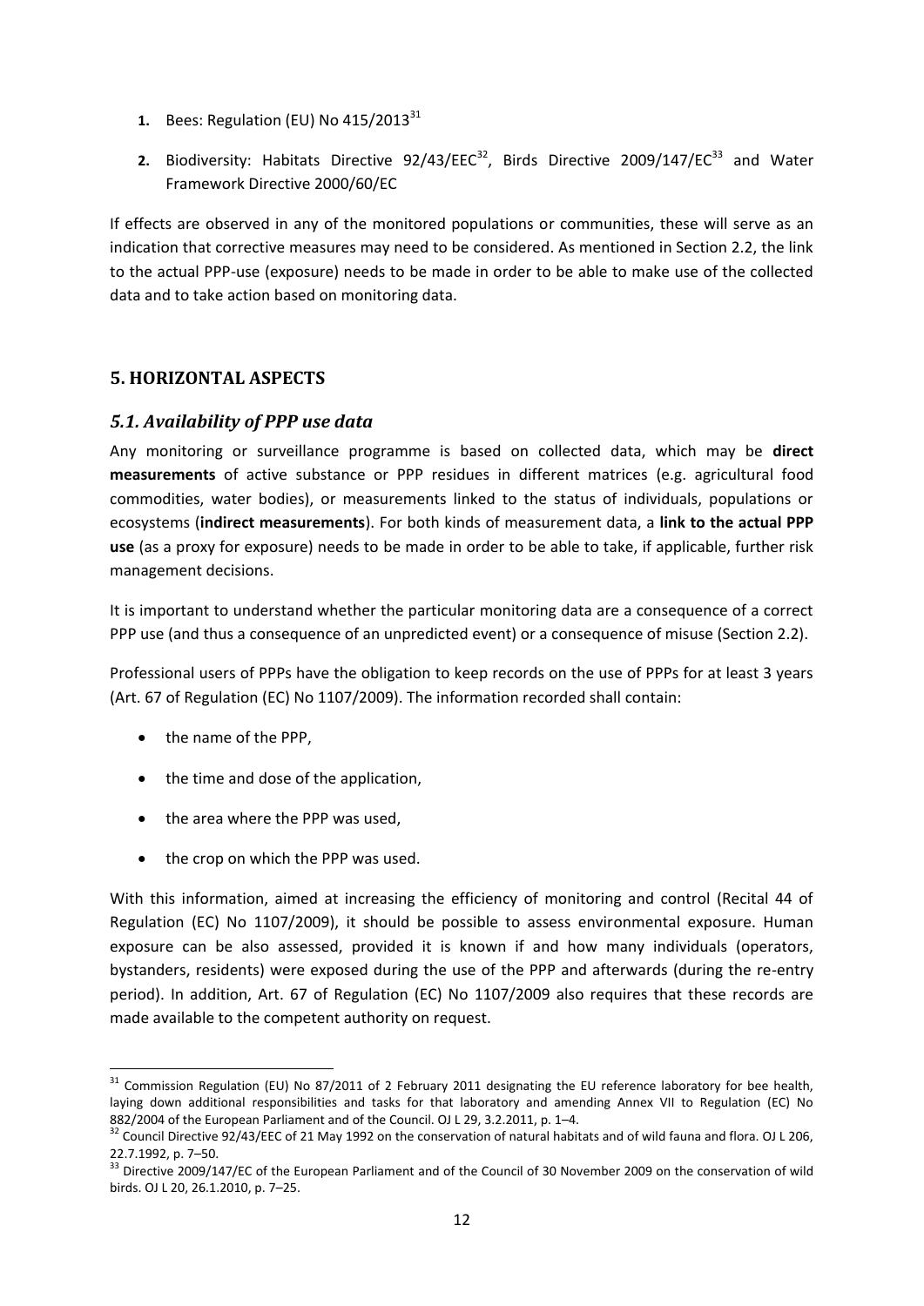1. Bees: Regulation (EU) No 415/2013[31]

2. Biodiversity: Habitats Directive 92/43/EEC[32], Birds Directive 2009/147/EC[33] and Water Framework Directive 2000/60/EC

If effects are observed in any of the monitored populations or communities, these will serve as an indication that corrective measures may need to be considered. As mentioned in Section 2.2, the link to the actual PPP-use (exposure) needs to be made in order to be able to make use of the collected data and to take action based on monitoring data.

## 5. HORIZONTAL ASPECTS

### *5.1. Availability of PPP use data*

Any monitoring or surveillance programme is based on collected data, which may be **direct measurements** of active substance or PPP residues in different matrices (e.g. agricultural food commodities, water bodies), or measurements linked to the status of individuals, populations or ecosystems (**indirect measurements**). For both kinds of measurement data, a **link to the actual PPP use** (as a proxy for exposure) needs to be made in order to be able to take, if applicable, further risk management decisions.

It is important to understand whether the particular monitoring data are a consequence of a correct PPP use (and thus a consequence of an unpredicted event) or a consequence of misuse (Section 2.2).

Professional users of PPPs have the obligation to keep records on the use of PPPs for at least 3 years (Art. 67 of Regulation (EC) No 1107/2009). The information recorded shall contain:

- the name of the PPP,
- the time and dose of the application,
- the area where the PPP was used,
- the crop on which the PPP was used.

With this information, aimed at increasing the efficiency of monitoring and control (Recital 44 of Regulation (EC) No 1107/2009), it should be possible to assess environmental exposure. Human exposure can be also assessed, provided it is known if and how many individuals (operators, bystanders, residents) were exposed during the use of the PPP and afterwards (during the re-entry period). In addition, Art. 67 of Regulation (EC) No 1107/2009 also requires that these records are made available to the competent authority on request.

---

[31] Commission Regulation (EU) No 87/2011 of 2 February 2011 designating the EU reference laboratory for bee health, laying down additional responsibilities and tasks for that laboratory and amending Annex VII to Regulation (EC) No 882/2004 of the European Parliament and of the Council. OJ L 29, 3.2.2011, p. 1–4.

[32] Council Directive 92/43/EEC of 21 May 1992 on the conservation of natural habitats and of wild fauna and flora. OJ L 206, 22.7.1992, p. 7–50.

[33] Directive 2009/147/EC of the European Parliament and of the Council of 30 November 2009 on the conservation of wild birds. OJ L 20, 26.1.2010, p. 7–25.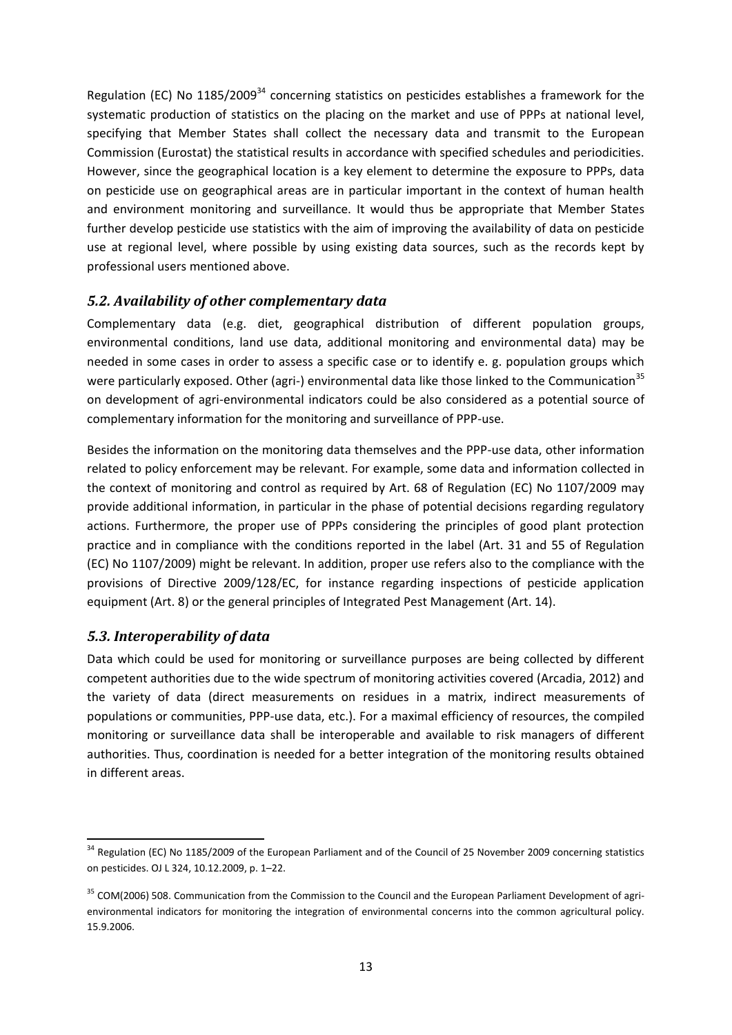Regulation (EC) No 1185/2009[34] concerning statistics on pesticides establishes a framework for the systematic production of statistics on the placing on the market and use of PPPs at national level, specifying that Member States shall collect the necessary data and transmit to the European Commission (Eurostat) the statistical results in accordance with specified schedules and periodicities. However, since the geographical location is a key element to determine the exposure to PPPs, data on pesticide use on geographical areas are in particular important in the context of human health and environment monitoring and surveillance. It would thus be appropriate that Member States further develop pesticide use statistics with the aim of improving the availability of data on pesticide use at regional level, where possible by using existing data sources, such as the records kept by professional users mentioned above.

### *5.2. Availability of other complementary data*

Complementary data (e.g. diet, geographical distribution of different population groups, environmental conditions, land use data, additional monitoring and environmental data) may be needed in some cases in order to assess a specific case or to identify e. g. population groups which were particularly exposed. Other (agri-) environmental data like those linked to the Communication[35] on development of agri-environmental indicators could be also considered as a potential source of complementary information for the monitoring and surveillance of PPP-use.

Besides the information on the monitoring data themselves and the PPP-use data, other information related to policy enforcement may be relevant. For example, some data and information collected in the context of monitoring and control as required by Art. 68 of Regulation (EC) No 1107/2009 may provide additional information, in particular in the phase of potential decisions regarding regulatory actions. Furthermore, the proper use of PPPs considering the principles of good plant protection practice and in compliance with the conditions reported in the label (Art. 31 and 55 of Regulation (EC) No 1107/2009) might be relevant. In addition, proper use refers also to the compliance with the provisions of Directive 2009/128/EC, for instance regarding inspections of pesticide application equipment (Art. 8) or the general principles of Integrated Pest Management (Art. 14).

### *5.3. Interoperability of data*

Data which could be used for monitoring or surveillance purposes are being collected by different competent authorities due to the wide spectrum of monitoring activities covered (Arcadia, 2012) and the variety of data (direct measurements on residues in a matrix, indirect measurements of populations or communities, PPP-use data, etc.). For a maximal efficiency of resources, the compiled monitoring or surveillance data shall be interoperable and available to risk managers of different authorities. Thus, coordination is needed for a better integration of the monitoring results obtained in different areas.

---

[34] Regulation (EC) No 1185/2009 of the European Parliament and of the Council of 25 November 2009 concerning statistics on pesticides. OJ L 324, 10.12.2009, p. 1–22.

[35] COM(2006) 508. Communication from the Commission to the Council and the European Parliament Development of agri-environmental indicators for monitoring the integration of environmental concerns into the common agricultural policy. 15.9.2006.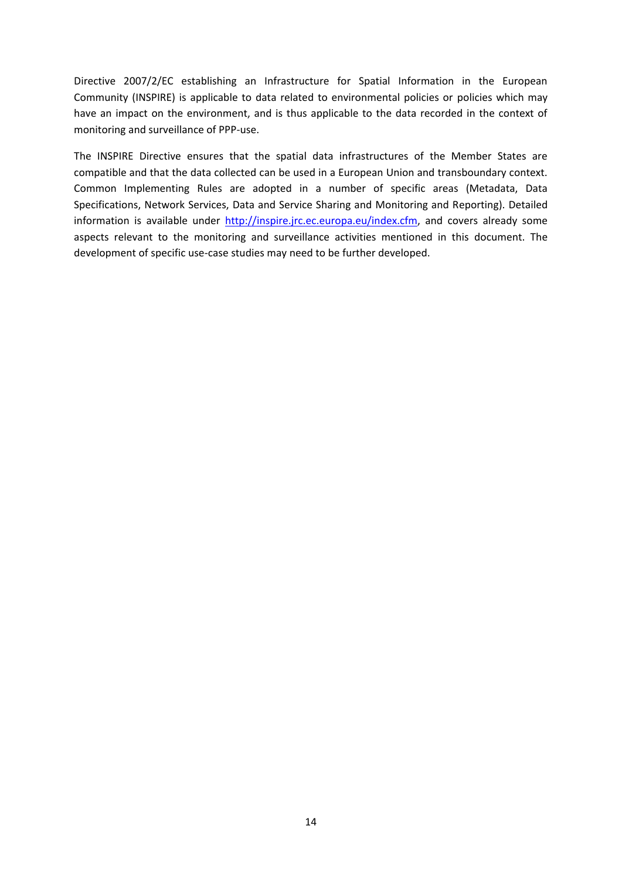Directive 2007/2/EC establishing an Infrastructure for Spatial Information in the European Community (INSPIRE) is applicable to data related to environmental policies or policies which may have an impact on the environment, and is thus applicable to the data recorded in the context of monitoring and surveillance of PPP-use.

The INSPIRE Directive ensures that the spatial data infrastructures of the Member States are compatible and that the data collected can be used in a European Union and transboundary context. Common Implementing Rules are adopted in a number of specific areas (Metadata, Data Specifications, Network Services, Data and Service Sharing and Monitoring and Reporting). Detailed information is available under http://inspire.jrc.ec.europa.eu/index.cfm, and covers already some aspects relevant to the monitoring and surveillance activities mentioned in this document. The development of specific use-case studies may need to be further developed.